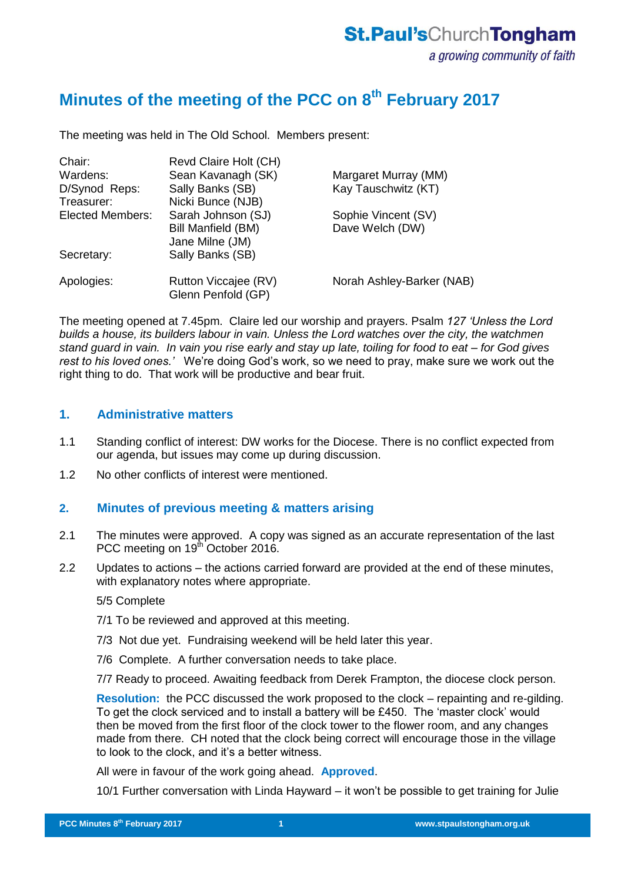# Minutes of the meeting of the PCC on 8th February 2017

The meeting was held in The Old School. Members present:

| | | |
|---|---|---|
| Chair: | Revd Claire Holt (CH) | |
| Wardens: | Sean Kavanagh (SK) | Margaret Murray (MM) |
| D/Synod Reps: | Sally Banks (SB) | Kay Tauschwitz (KT) |
| Treasurer: | Nicki Bunce (NJB) | |
| Elected Members: | Sarah Johnson (SJ) | Sophie Vincent (SV) |
| | Bill Manfield (BM) | Dave Welch (DW) |
| | Jane Milne (JM) | |
| Secretary: | Sally Banks (SB) | |
| Apologies: | Rutton Viccajee (RV) | Norah Ashley-Barker (NAB) |
| | Glenn Penfold (GP) | |

The meeting opened at 7.45pm. Claire led our worship and prayers. Psalm *127 'Unless the Lord builds a house, its builders labour in vain. Unless the Lord watches over the city, the watchmen stand guard in vain. In vain you rise early and stay up late, toiling for food to eat – for God gives rest to his loved ones.'* We're doing God's work, so we need to pray, make sure we work out the right thing to do. That work will be productive and bear fruit.

## 1. Administrative matters

1.1 Standing conflict of interest: DW works for the Diocese. There is no conflict expected from our agenda, but issues may come up during discussion.

1.2 No other conflicts of interest were mentioned.

## 2. Minutes of previous meeting & matters arising

2.1 The minutes were approved. A copy was signed as an accurate representation of the last PCC meeting on 19th October 2016.

2.2 Updates to actions – the actions carried forward are provided at the end of these minutes, with explanatory notes where appropriate.

5/5 Complete

7/1 To be reviewed and approved at this meeting.

7/3 Not due yet. Fundraising weekend will be held later this year.

7/6 Complete. A further conversation needs to take place.

7/7 Ready to proceed. Awaiting feedback from Derek Frampton, the diocese clock person.

**Resolution:** the PCC discussed the work proposed to the clock – repainting and re-gilding. To get the clock serviced and to install a battery will be £450. The 'master clock' would then be moved from the first floor of the clock tower to the flower room, and any changes made from there. CH noted that the clock being correct will encourage those in the village to look to the clock, and it's a better witness.

All were in favour of the work going ahead. **Approved**.

10/1 Further conversation with Linda Hayward – it won't be possible to get training for Julie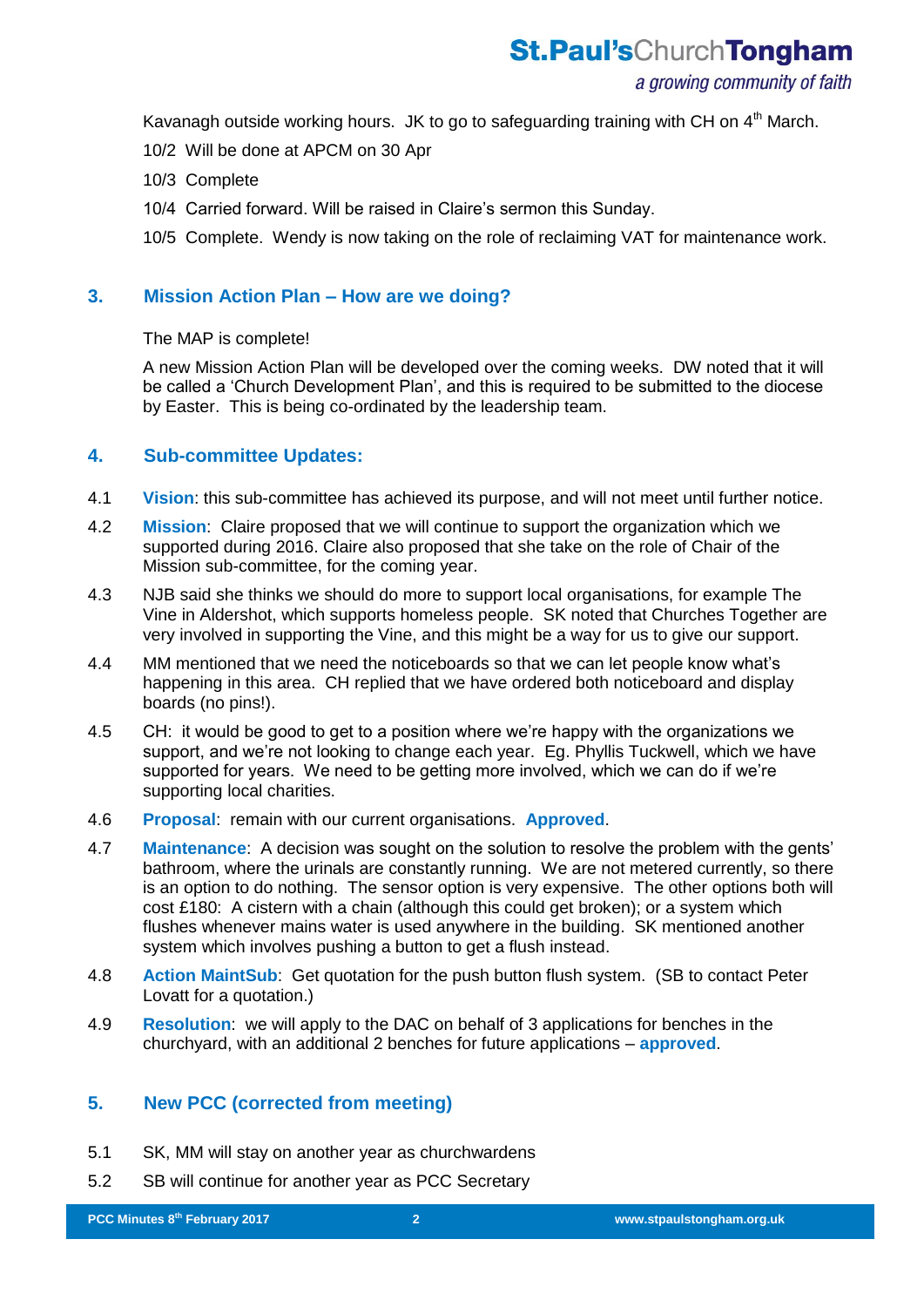Kavanagh outside working hours. JK to go to safeguarding training with CH on 4th March.

10/2 Will be done at APCM on 30 Apr

10/3 Complete

10/4 Carried forward. Will be raised in Claire's sermon this Sunday.

10/5 Complete. Wendy is now taking on the role of reclaiming VAT for maintenance work.

## 3. Mission Action Plan – How are we doing?

The MAP is complete!

A new Mission Action Plan will be developed over the coming weeks. DW noted that it will be called a 'Church Development Plan', and this is required to be submitted to the diocese by Easter. This is being co-ordinated by the leadership team.

## 4. Sub-committee Updates:

4.1 **Vision**: this sub-committee has achieved its purpose, and will not meet until further notice.

4.2 **Mission**: Claire proposed that we will continue to support the organization which we supported during 2016. Claire also proposed that she take on the role of Chair of the Mission sub-committee, for the coming year.

4.3 NJB said she thinks we should do more to support local organisations, for example The Vine in Aldershot, which supports homeless people. SK noted that Churches Together are very involved in supporting the Vine, and this might be a way for us to give our support.

4.4 MM mentioned that we need the noticeboards so that we can let people know what's happening in this area. CH replied that we have ordered both noticeboard and display boards (no pins!).

4.5 CH: it would be good to get to a position where we're happy with the organizations we support, and we're not looking to change each year. Eg. Phyllis Tuckwell, which we have supported for years. We need to be getting more involved, which we can do if we're supporting local charities.

4.6 **Proposal**: remain with our current organisations. **Approved**.

4.7 **Maintenance**: A decision was sought on the solution to resolve the problem with the gents' bathroom, where the urinals are constantly running. We are not metered currently, so there is an option to do nothing. The sensor option is very expensive. The other options both will cost £180: A cistern with a chain (although this could get broken); or a system which flushes whenever mains water is used anywhere in the building. SK mentioned another system which involves pushing a button to get a flush instead.

4.8 **Action MaintSub**: Get quotation for the push button flush system. (SB to contact Peter Lovatt for a quotation.)

4.9 **Resolution**: we will apply to the DAC on behalf of 3 applications for benches in the churchyard, with an additional 2 benches for future applications – **approved**.

## 5. New PCC (corrected from meeting)

5.1 SK, MM will stay on another year as churchwardens

5.2 SB will continue for another year as PCC Secretary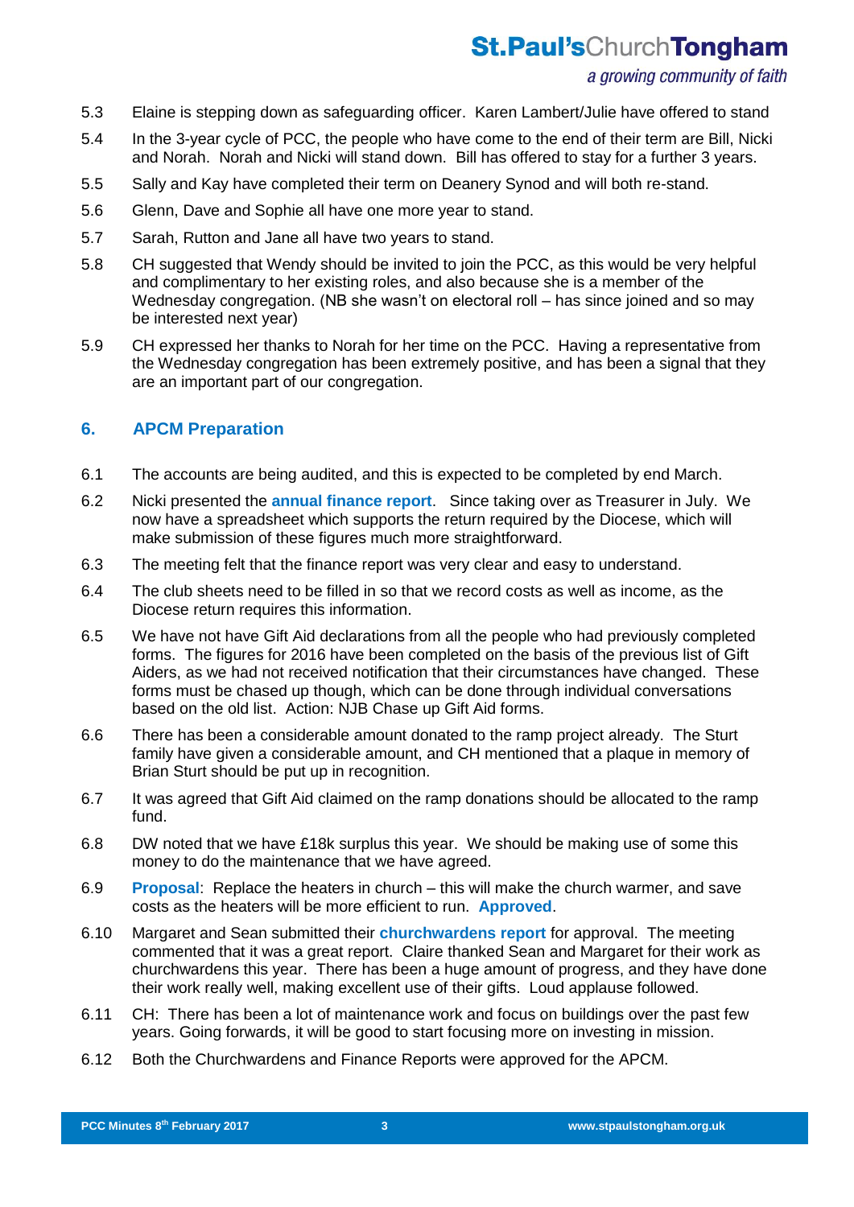5.3 Elaine is stepping down as safeguarding officer. Karen Lambert/Julie have offered to stand

5.4 In the 3-year cycle of PCC, the people who have come to the end of their term are Bill, Nicki and Norah. Norah and Nicki will stand down. Bill has offered to stay for a further 3 years.

5.5 Sally and Kay have completed their term on Deanery Synod and will both re-stand.

5.6 Glenn, Dave and Sophie all have one more year to stand.

5.7 Sarah, Rutton and Jane all have two years to stand.

5.8 CH suggested that Wendy should be invited to join the PCC, as this would be very helpful and complimentary to her existing roles, and also because she is a member of the Wednesday congregation. (NB she wasn't on electoral roll – has since joined and so may be interested next year)

5.9 CH expressed her thanks to Norah for her time on the PCC. Having a representative from the Wednesday congregation has been extremely positive, and has been a signal that they are an important part of our congregation.

## 6. APCM Preparation

6.1 The accounts are being audited, and this is expected to be completed by end March.

6.2 Nicki presented the **annual finance report**. Since taking over as Treasurer in July. We now have a spreadsheet which supports the return required by the Diocese, which will make submission of these figures much more straightforward.

6.3 The meeting felt that the finance report was very clear and easy to understand.

6.4 The club sheets need to be filled in so that we record costs as well as income, as the Diocese return requires this information.

6.5 We have not have Gift Aid declarations from all the people who had previously completed forms. The figures for 2016 have been completed on the basis of the previous list of Gift Aiders, as we had not received notification that their circumstances have changed. These forms must be chased up though, which can be done through individual conversations based on the old list. Action: NJB Chase up Gift Aid forms.

6.6 There has been a considerable amount donated to the ramp project already. The Sturt family have given a considerable amount, and CH mentioned that a plaque in memory of Brian Sturt should be put up in recognition.

6.7 It was agreed that Gift Aid claimed on the ramp donations should be allocated to the ramp fund.

6.8 DW noted that we have £18k surplus this year. We should be making use of some this money to do the maintenance that we have agreed.

6.9 **Proposal**: Replace the heaters in church – this will make the church warmer, and save costs as the heaters will be more efficient to run. **Approved**.

6.10 Margaret and Sean submitted their **churchwardens report** for approval. The meeting commented that it was a great report. Claire thanked Sean and Margaret for their work as churchwardens this year. There has been a huge amount of progress, and they have done their work really well, making excellent use of their gifts. Loud applause followed.

6.11 CH: There has been a lot of maintenance work and focus on buildings over the past few years. Going forwards, it will be good to start focusing more on investing in mission.

6.12 Both the Churchwardens and Finance Reports were approved for the APCM.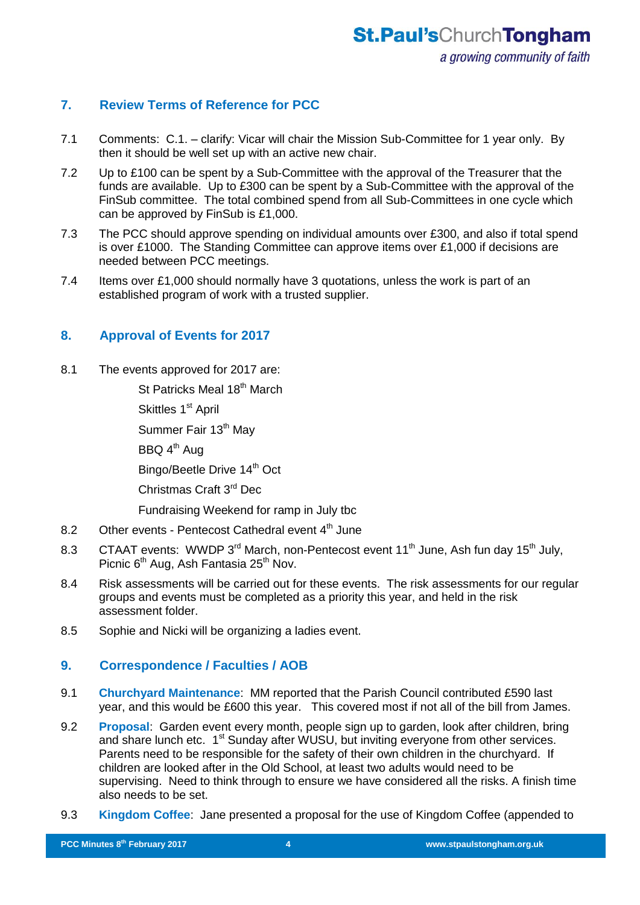## 7. Review Terms of Reference for PCC

7.1 Comments: C.1. – clarify: Vicar will chair the Mission Sub-Committee for 1 year only. By then it should be well set up with an active new chair.

7.2 Up to £100 can be spent by a Sub-Committee with the approval of the Treasurer that the funds are available. Up to £300 can be spent by a Sub-Committee with the approval of the FinSub committee. The total combined spend from all Sub-Committees in one cycle which can be approved by FinSub is £1,000.

7.3 The PCC should approve spending on individual amounts over £300, and also if total spend is over £1000. The Standing Committee can approve items over £1,000 if decisions are needed between PCC meetings.

7.4 Items over £1,000 should normally have 3 quotations, unless the work is part of an established program of work with a trusted supplier.

## 8. Approval of Events for 2017

8.1 The events approved for 2017 are:

St Patricks Meal 18th March

Skittles 1st April

Summer Fair 13th May

BBQ 4th Aug

Bingo/Beetle Drive 14th Oct

Christmas Craft 3rd Dec

Fundraising Weekend for ramp in July tbc

8.2 Other events - Pentecost Cathedral event 4th June

8.3 CTAAT events: WWDP 3rd March, non-Pentecost event 11th June, Ash fun day 15th July, Picnic 6th Aug, Ash Fantasia 25th Nov.

8.4 Risk assessments will be carried out for these events. The risk assessments for our regular groups and events must be completed as a priority this year, and held in the risk assessment folder.

8.5 Sophie and Nicki will be organizing a ladies event.

## 9. Correspondence / Faculties / AOB

9.1 **Churchyard Maintenance**: MM reported that the Parish Council contributed £590 last year, and this would be £600 this year. This covered most if not all of the bill from James.

9.2 **Proposal**: Garden event every month, people sign up to garden, look after children, bring and share lunch etc. 1st Sunday after WUSU, but inviting everyone from other services. Parents need to be responsible for the safety of their own children in the churchyard. If children are looked after in the Old School, at least two adults would need to be supervising. Need to think through to ensure we have considered all the risks. A finish time also needs to be set.

9.3 **Kingdom Coffee**: Jane presented a proposal for the use of Kingdom Coffee (appended to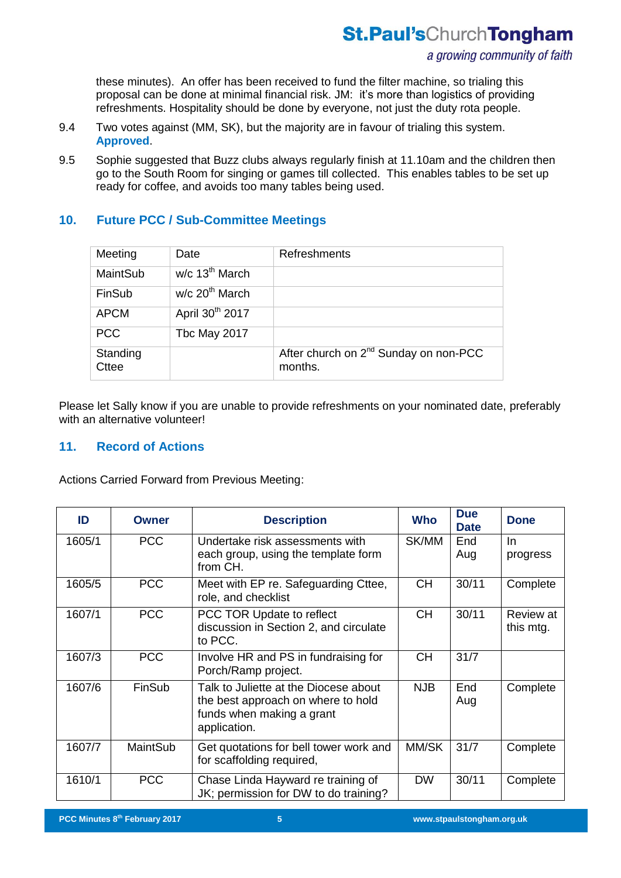these minutes). An offer has been received to fund the filter machine, so trialing this proposal can be done at minimal financial risk. JM: it's more than logistics of providing refreshments. Hospitality should be done by everyone, not just the duty rota people.

9.4 Two votes against (MM, SK), but the majority are in favour of trialing this system. **Approved**.

9.5 Sophie suggested that Buzz clubs always regularly finish at 11.10am and the children then go to the South Room for singing or games till collected. This enables tables to be set up ready for coffee, and avoids too many tables being used.

## 10. Future PCC / Sub-Committee Meetings

| Meeting | Date | Refreshments |
|---|---|---|
| MaintSub | w/c 13th March | |
| FinSub | w/c 20th March | |
| APCM | April 30th 2017 | |
| PCC | Tbc May 2017 | |
| Standing Cttee | | After church on 2nd Sunday on non-PCC months. |

Please let Sally know if you are unable to provide refreshments on your nominated date, preferably with an alternative volunteer!

## 11. Record of Actions

Actions Carried Forward from Previous Meeting:

| ID | Owner | Description | Who | Due Date | Done |
|---|---|---|---|---|---|
| 1605/1 | PCC | Undertake risk assessments with each group, using the template form from CH. | SK/MM | End Aug | In progress |
| 1605/5 | PCC | Meet with EP re. Safeguarding Cttee, role, and checklist | CH | 30/11 | Complete |
| 1607/1 | PCC | PCC TOR Update to reflect discussion in Section 2, and circulate to PCC. | CH | 30/11 | Review at this mtg. |
| 1607/3 | PCC | Involve HR and PS in fundraising for Porch/Ramp project. | CH | 31/7 | |
| 1607/6 | FinSub | Talk to Juliette at the Diocese about the best approach on where to hold funds when making a grant application. | NJB | End Aug | Complete |
| 1607/7 | MaintSub | Get quotations for bell tower work and for scaffolding required, | MM/SK | 31/7 | Complete |
| 1610/1 | PCC | Chase Linda Hayward re training of JK; permission for DW to do training? | DW | 30/11 | Complete |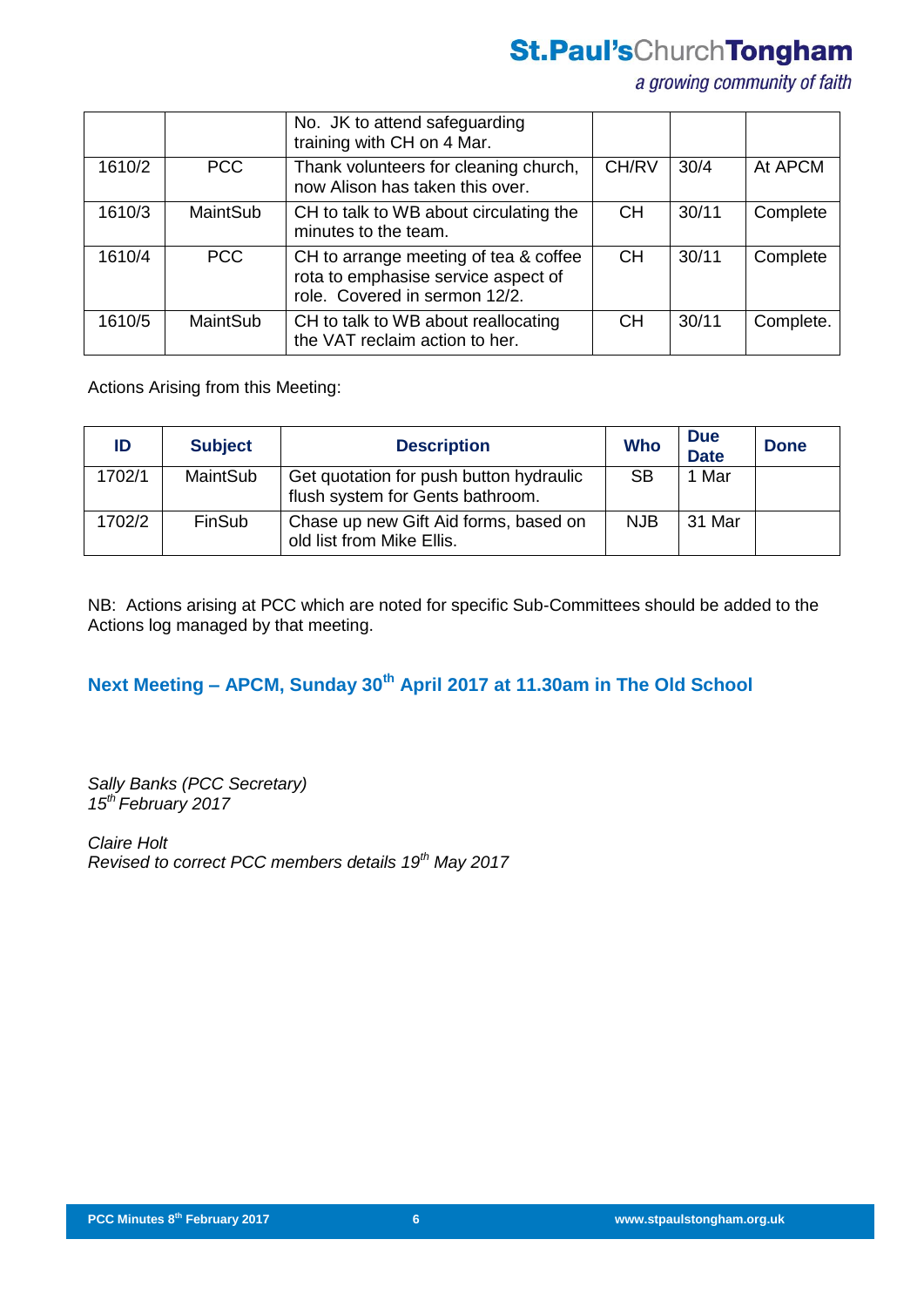| | | | | | |
|---|---|---|---|---|---|
| | | No. JK to attend safeguarding training with CH on 4 Mar. | | | |
| 1610/2 | PCC | Thank volunteers for cleaning church, now Alison has taken this over. | CH/RV | 30/4 | At APCM |
| 1610/3 | MaintSub | CH to talk to WB about circulating the minutes to the team. | CH | 30/11 | Complete |
| 1610/4 | PCC | CH to arrange meeting of tea & coffee rota to emphasise service aspect of role. Covered in sermon 12/2. | CH | 30/11 | Complete |
| 1610/5 | MaintSub | CH to talk to WB about reallocating the VAT reclaim action to her. | CH | 30/11 | Complete. |

Actions Arising from this Meeting:

| ID | Subject | Description | Who | Due Date | Done |
|---|---|---|---|---|---|
| 1702/1 | MaintSub | Get quotation for push button hydraulic flush system for Gents bathroom. | SB | 1 Mar | |
| 1702/2 | FinSub | Chase up new Gift Aid forms, based on old list from Mike Ellis. | NJB | 31 Mar | |

NB: Actions arising at PCC which are noted for specific Sub-Committees should be added to the Actions log managed by that meeting.

## Next Meeting – APCM, Sunday 30th April 2017 at 11.30am in The Old School

*Sally Banks (PCC Secretary)*
*15th February 2017*

*Claire Holt*
*Revised to correct PCC members details 19th May 2017*